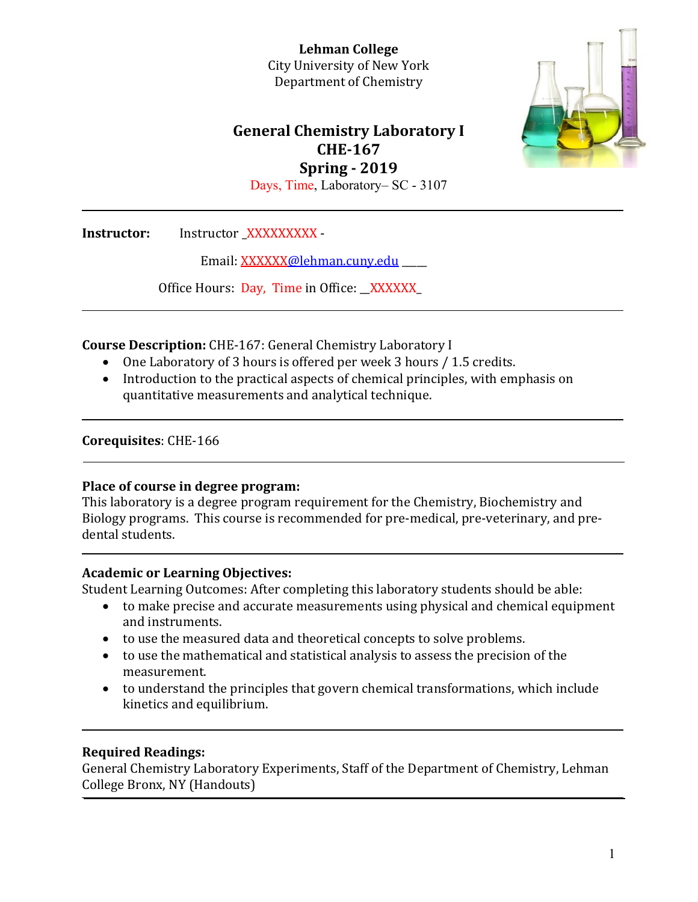**Lehman College**
City University of New York
Department of Chemistry

# General Chemistry Laboratory I
# CHE-167
# Spring - 2019

Days, Time, Laboratory– SC - 3107

---

**Instructor:** Instructor _XXXXXXXXX -

Email: XXXXXX@lehman.cuny.edu ____

Office Hours: Day, Time in Office: __XXXXXX_

---

**Course Description:** CHE-167: General Chemistry Laboratory I

- One Laboratory of 3 hours is offered per week 3 hours / 1.5 credits.
- Introduction to the practical aspects of chemical principles, with emphasis on quantitative measurements and analytical technique.

---

**Corequisites**: CHE-166

---

**Place of course in degree program:**
This laboratory is a degree program requirement for the Chemistry, Biochemistry and Biology programs. This course is recommended for pre-medical, pre-veterinary, and pre-dental students.

---

**Academic or Learning Objectives:**
Student Learning Outcomes: After completing this laboratory students should be able:

- to make precise and accurate measurements using physical and chemical equipment and instruments.
- to use the measured data and theoretical concepts to solve problems.
- to use the mathematical and statistical analysis to assess the precision of the measurement.
- to understand the principles that govern chemical transformations, which include kinetics and equilibrium.

---

**Required Readings:**
General Chemistry Laboratory Experiments, Staff of the Department of Chemistry, Lehman College Bronx, NY (Handouts)

---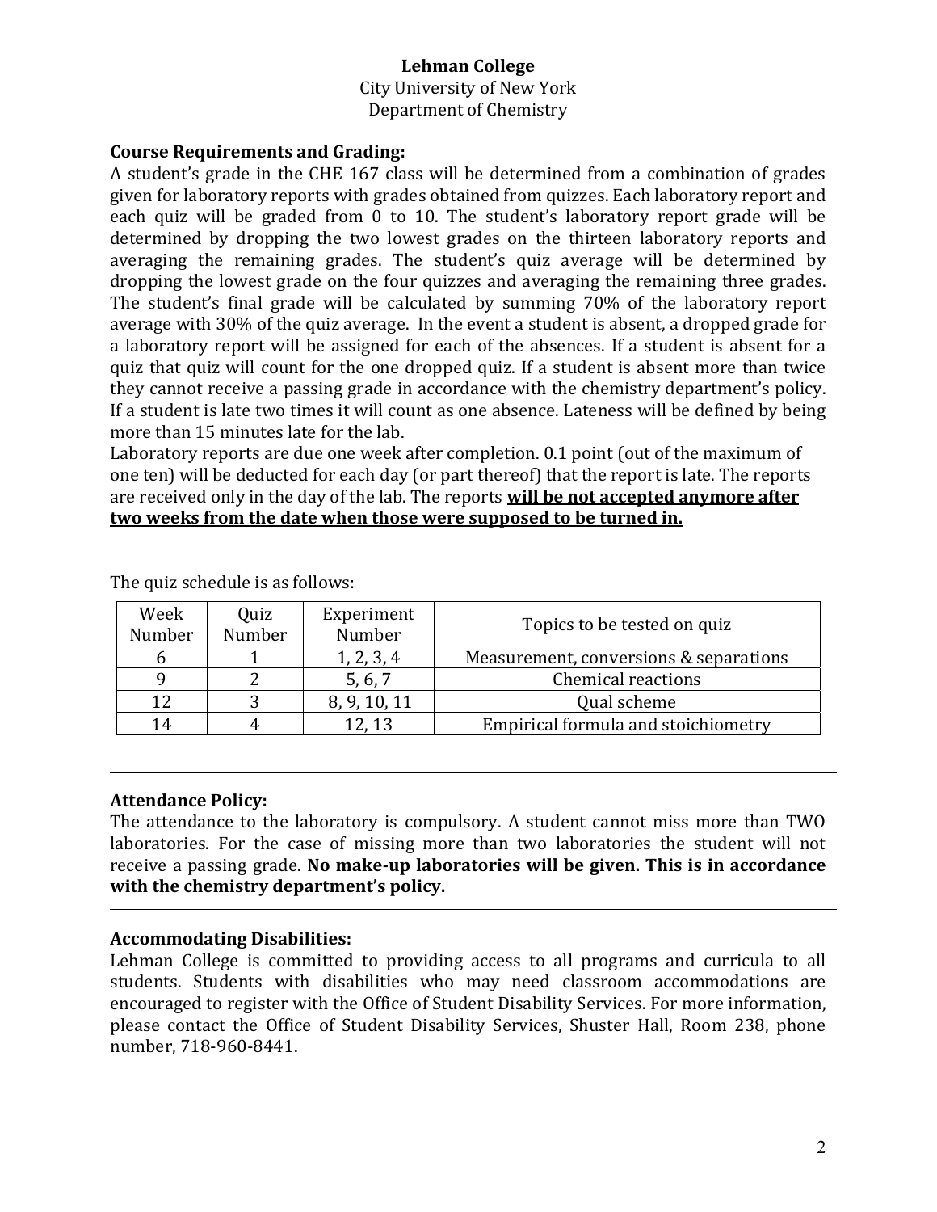**Lehman College**
City University of New York
Department of Chemistry

**Course Requirements and Grading:**
A student's grade in the CHE 167 class will be determined from a combination of grades given for laboratory reports with grades obtained from quizzes. Each laboratory report and each quiz will be graded from 0 to 10. The student's laboratory report grade will be determined by dropping the two lowest grades on the thirteen laboratory reports and averaging the remaining grades. The student's quiz average will be determined by dropping the lowest grade on the four quizzes and averaging the remaining three grades. The student's final grade will be calculated by summing 70% of the laboratory report average with 30% of the quiz average. In the event a student is absent, a dropped grade for a laboratory report will be assigned for each of the absences. If a student is absent for a quiz that quiz will count for the one dropped quiz. If a student is absent more than twice they cannot receive a passing grade in accordance with the chemistry department's policy. If a student is late two times it will count as one absence. Lateness will be defined by being more than 15 minutes late for the lab.
Laboratory reports are due one week after completion. 0.1 point (out of the maximum of one ten) will be deducted for each day (or part thereof) that the report is late. The reports are received only in the day of the lab. The reports **<u>will be not accepted anymore after two weeks from the date when those were supposed to be turned in.</u>**

The quiz schedule is as follows:

| Week Number | Quiz Number | Experiment Number | Topics to be tested on quiz |
|---|---|---|---|
| 6 | 1 | 1, 2, 3, 4 | Measurement, conversions & separations |
| 9 | 2 | 5, 6, 7 | Chemical reactions |
| 12 | 3 | 8, 9, 10, 11 | Qual scheme |
| 14 | 4 | 12, 13 | Empirical formula and stoichiometry |

---

**Attendance Policy:**
The attendance to the laboratory is compulsory. A student cannot miss more than TWO laboratories. For the case of missing more than two laboratories the student will not receive a passing grade. **No make-up laboratories will be given. This is in accordance with the chemistry department's policy.**

---

**Accommodating Disabilities:**
Lehman College is committed to providing access to all programs and curricula to all students. Students with disabilities who may need classroom accommodations are encouraged to register with the Office of Student Disability Services. For more information, please contact the Office of Student Disability Services, Shuster Hall, Room 238, phone number, 718-960-8441.

---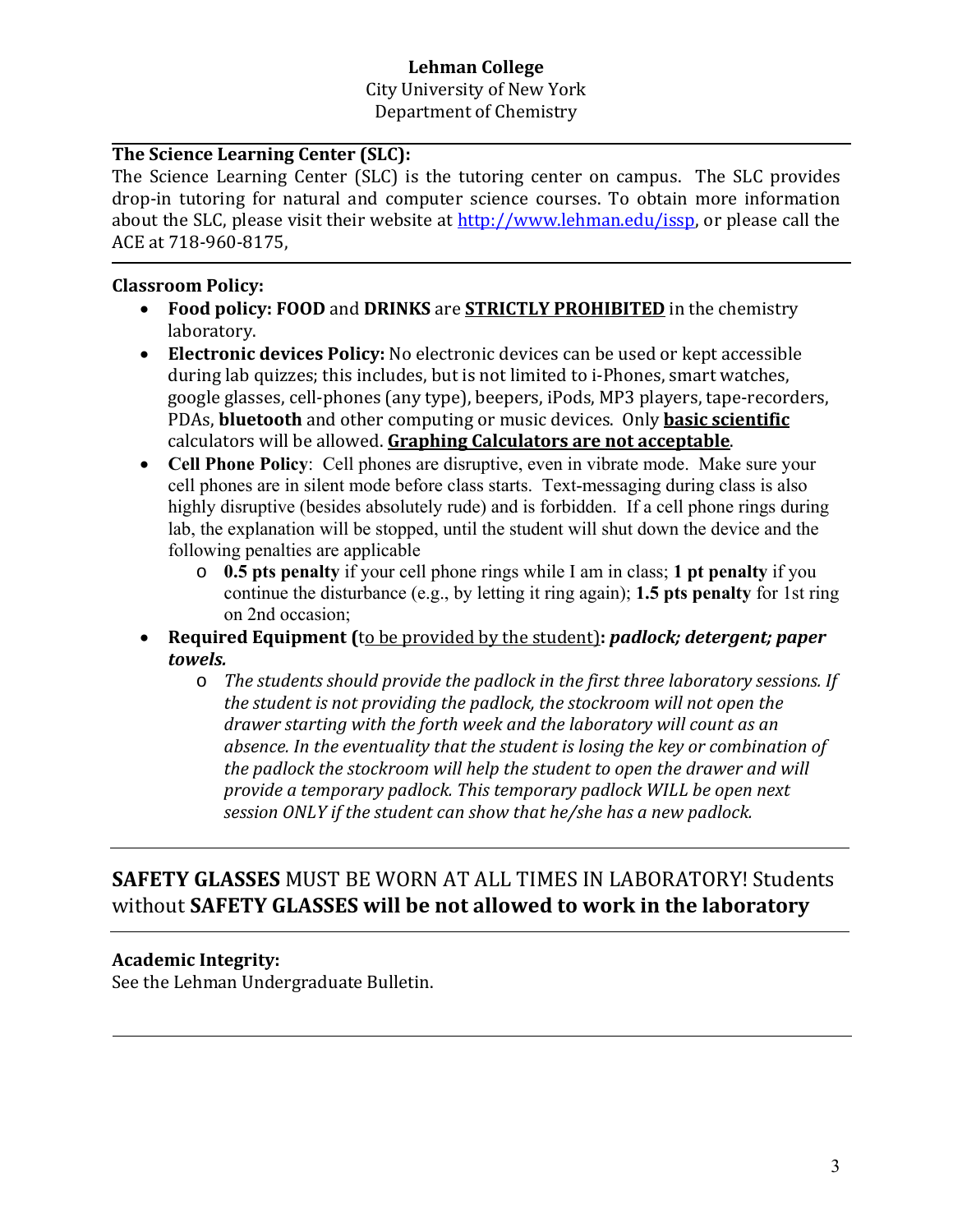**Lehman College**
City University of New York
Department of Chemistry

---

**The Science Learning Center (SLC):**
The Science Learning Center (SLC) is the tutoring center on campus. The SLC provides drop-in tutoring for natural and computer science courses. To obtain more information about the SLC, please visit their website at [http://www.lehman.edu/issp](http://www.lehman.edu/issp), or please call the ACE at 718-960-8175,

---

**Classroom Policy:**

- **Food policy: FOOD** and **DRINKS** are **STRICTLY PROHIBITED** in the chemistry laboratory.
- **Electronic devices Policy:** No electronic devices can be used or kept accessible during lab quizzes; this includes, but is not limited to i-Phones, smart watches, google glasses, cell-phones (any type), beepers, iPods, MP3 players, tape-recorders, PDAs, **bluetooth** and other computing or music devices. Only **basic scientific** calculators will be allowed. **Graphing Calculators are not acceptable**.
- **Cell Phone Policy**: Cell phones are disruptive, even in vibrate mode. Make sure your cell phones are in silent mode before class starts. Text-messaging during class is also highly disruptive (besides absolutely rude) and is forbidden. If a cell phone rings during lab, the explanation will be stopped, until the student will shut down the device and the following penalties are applicable
    - **0.5 pts penalty** if your cell phone rings while I am in class; **1 pt penalty** if you continue the disturbance (e.g., by letting it ring again); **1.5 pts penalty** for 1st ring on 2nd occasion;
- **Required Equipment (**to be provided by the student**):** ***padlock; detergent; paper towels.***
    - *The students should provide the padlock in the first three laboratory sessions. If the student is not providing the padlock, the stockroom will not open the drawer starting with the forth week and the laboratory will count as an absence. In the eventuality that the student is losing the key or combination of the padlock the stockroom will help the student to open the drawer and will provide a temporary padlock. This temporary padlock WILL be open next session ONLY if the student can show that he/she has a new padlock.*

---

**SAFETY GLASSES** MUST BE WORN AT ALL TIMES IN LABORATORY! Students without **SAFETY GLASSES will be not allowed to work in the laboratory**

---

**Academic Integrity:**
See the Lehman Undergraduate Bulletin.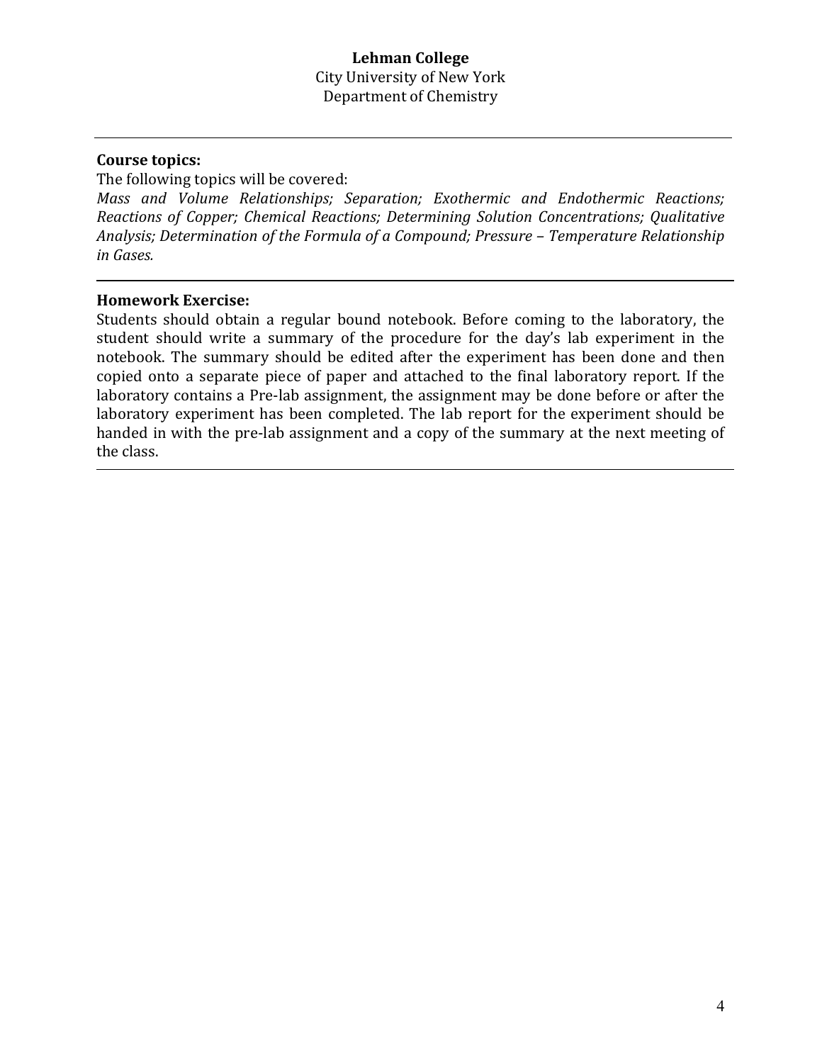**Lehman College**
City University of New York
Department of Chemistry

---

**Course topics:**

The following topics will be covered:

*Mass and Volume Relationships; Separation; Exothermic and Endothermic Reactions; Reactions of Copper; Chemical Reactions; Determining Solution Concentrations; Qualitative Analysis; Determination of the Formula of a Compound; Pressure – Temperature Relationship in Gases.*

---

**Homework Exercise:**

Students should obtain a regular bound notebook. Before coming to the laboratory, the student should write a summary of the procedure for the day's lab experiment in the notebook. The summary should be edited after the experiment has been done and then copied onto a separate piece of paper and attached to the final laboratory report. If the laboratory contains a Pre-lab assignment, the assignment may be done before or after the laboratory experiment has been completed. The lab report for the experiment should be handed in with the pre-lab assignment and a copy of the summary at the next meeting of the class.

---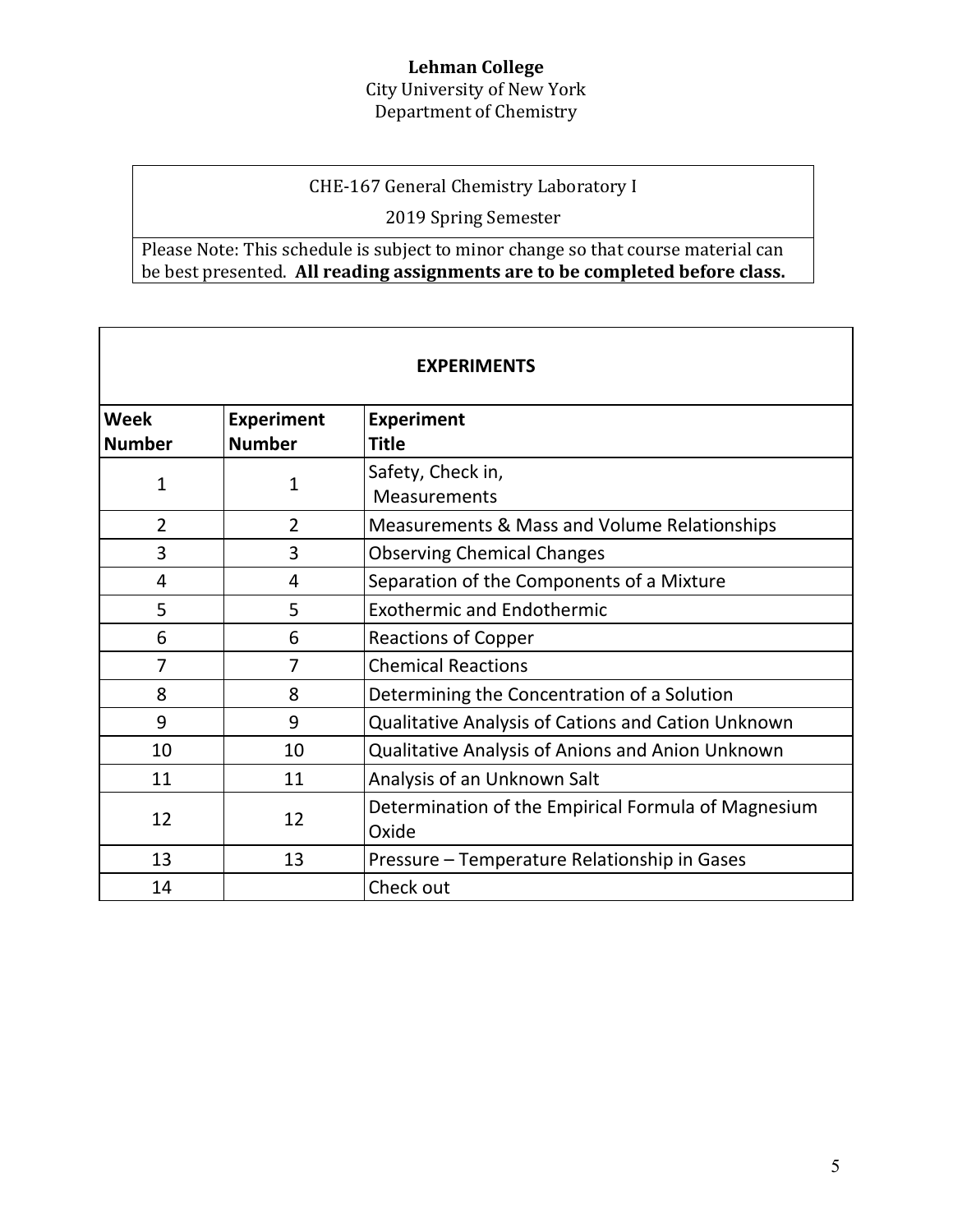**Lehman College**
City University of New York
Department of Chemistry

| CHE-167 General Chemistry Laboratory I |
| --- |
| 2019 Spring Semester |
| Please Note: This schedule is subject to minor change so that course material can be best presented. **All reading assignments are to be completed before class.** |

**EXPERIMENTS**

| Week Number | Experiment Number | Experiment Title |
| --- | --- | --- |
| 1 | 1 | Safety, Check in, Measurements |
| 2 | 2 | Measurements & Mass and Volume Relationships |
| 3 | 3 | Observing Chemical Changes |
| 4 | 4 | Separation of the Components of a Mixture |
| 5 | 5 | Exothermic and Endothermic |
| 6 | 6 | Reactions of Copper |
| 7 | 7 | Chemical Reactions |
| 8 | 8 | Determining the Concentration of a Solution |
| 9 | 9 | Qualitative Analysis of Cations and Cation Unknown |
| 10 | 10 | Qualitative Analysis of Anions and Anion Unknown |
| 11 | 11 | Analysis of an Unknown Salt |
| 12 | 12 | Determination of the Empirical Formula of Magnesium Oxide |
| 13 | 13 | Pressure – Temperature Relationship in Gases |
| 14 | | Check out |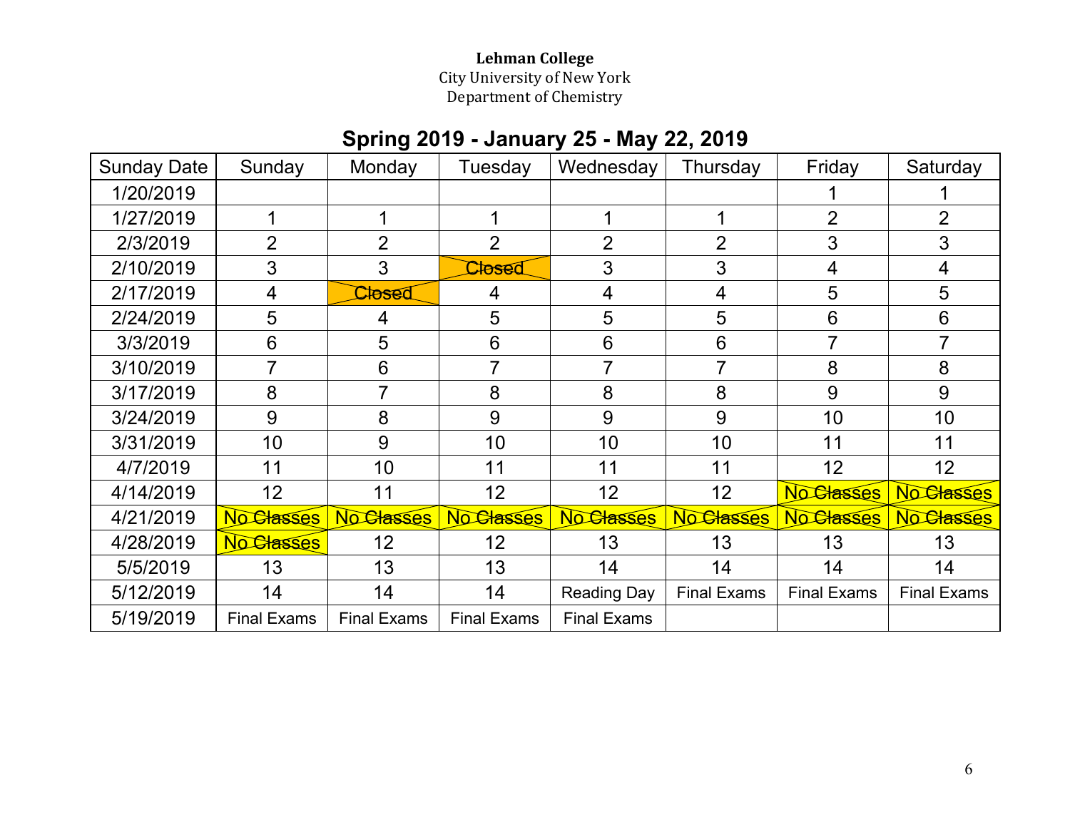**Lehman College**
City University of New York
Department of Chemistry

## Spring 2019 - January 25 - May 22, 2019

| Sunday Date | Sunday | Monday | Tuesday | Wednesday | Thursday | Friday | Saturday |
|---|---|---|---|---|---|---|---|
| 1/20/2019 | | | | | | 1 | 1 |
| 1/27/2019 | 1 | 1 | 1 | 1 | 1 | 2 | 2 |
| 2/3/2019 | 2 | 2 | 2 | 2 | 2 | 3 | 3 |
| 2/10/2019 | 3 | 3 | Closed | 3 | 3 | 4 | 4 |
| 2/17/2019 | 4 | Closed | 4 | 4 | 4 | 5 | 5 |
| 2/24/2019 | 5 | 4 | 5 | 5 | 5 | 6 | 6 |
| 3/3/2019 | 6 | 5 | 6 | 6 | 6 | 7 | 7 |
| 3/10/2019 | 7 | 6 | 7 | 7 | 7 | 8 | 8 |
| 3/17/2019 | 8 | 7 | 8 | 8 | 8 | 9 | 9 |
| 3/24/2019 | 9 | 8 | 9 | 9 | 9 | 10 | 10 |
| 3/31/2019 | 10 | 9 | 10 | 10 | 10 | 11 | 11 |
| 4/7/2019 | 11 | 10 | 11 | 11 | 11 | 12 | 12 |
| 4/14/2019 | 12 | 11 | 12 | 12 | 12 | No Classes | No Classes |
| 4/21/2019 | No Classes | No Classes | No Classes | No Classes | No Classes | No Classes | No Classes |
| 4/28/2019 | No Classes | 12 | 12 | 13 | 13 | 13 | 13 |
| 5/5/2019 | 13 | 13 | 13 | 14 | 14 | 14 | 14 |
| 5/12/2019 | 14 | 14 | 14 | Reading Day | Final Exams | Final Exams | Final Exams |
| 5/19/2019 | Final Exams | Final Exams | Final Exams | Final Exams | | | |